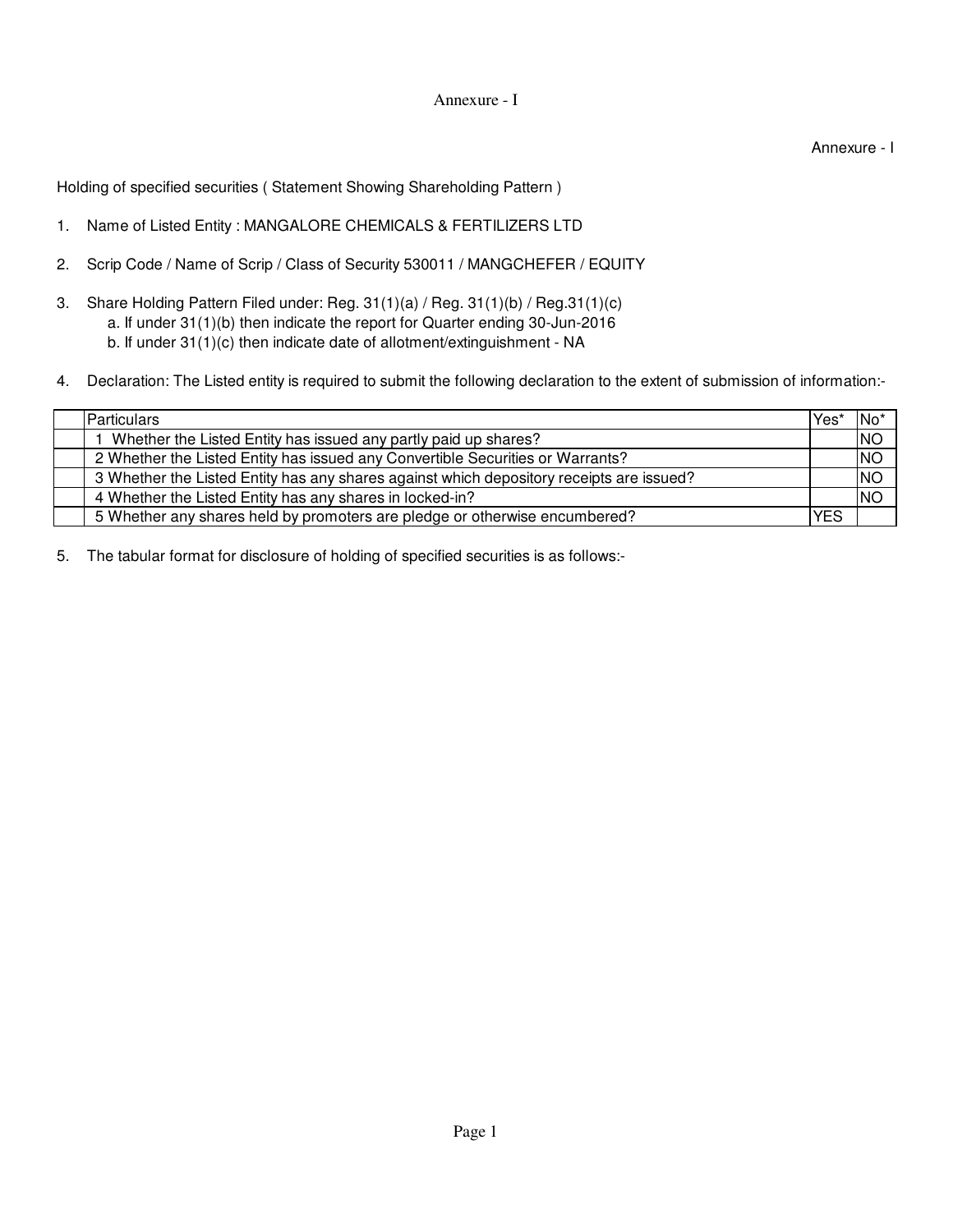Annexure - I

Annexure - I

Holding of specified securities ( Statement Showing Shareholding Pattern )

1. Name of Listed Entity : MANGALORE CHEMICALS & FERTILIZERS LTD

2. Scrip Code / Name of Scrip / Class of Security 530011 / MANGCHEFER / EQUITY

3. Share Holding Pattern Filed under: Reg. 31(1)(a) / Reg. 31(1)(b) / Reg.31(1)(c)
   a. If under 31(1)(b) then indicate the report for Quarter ending 30-Jun-2016
   b. If under 31(1)(c) then indicate date of allotment/extinguishment - NA

4. Declaration: The Listed entity is required to submit the following declaration to the extent of submission of information:-

| | Particulars | Yes* | No* |
|---|---|---|---|
| | 1 Whether the Listed Entity has issued any partly paid up shares? | | NO |
| | 2 Whether the Listed Entity has issued any Convertible Securities or Warrants? | | NO |
| | 3 Whether the Listed Entity has any shares against which depository receipts are issued? | | NO |
| | 4 Whether the Listed Entity has any shares in locked-in? | | NO |
| | 5 Whether any shares held by promoters are pledge or otherwise encumbered? | YES | |

5. The tabular format for disclosure of holding of specified securities is as follows:-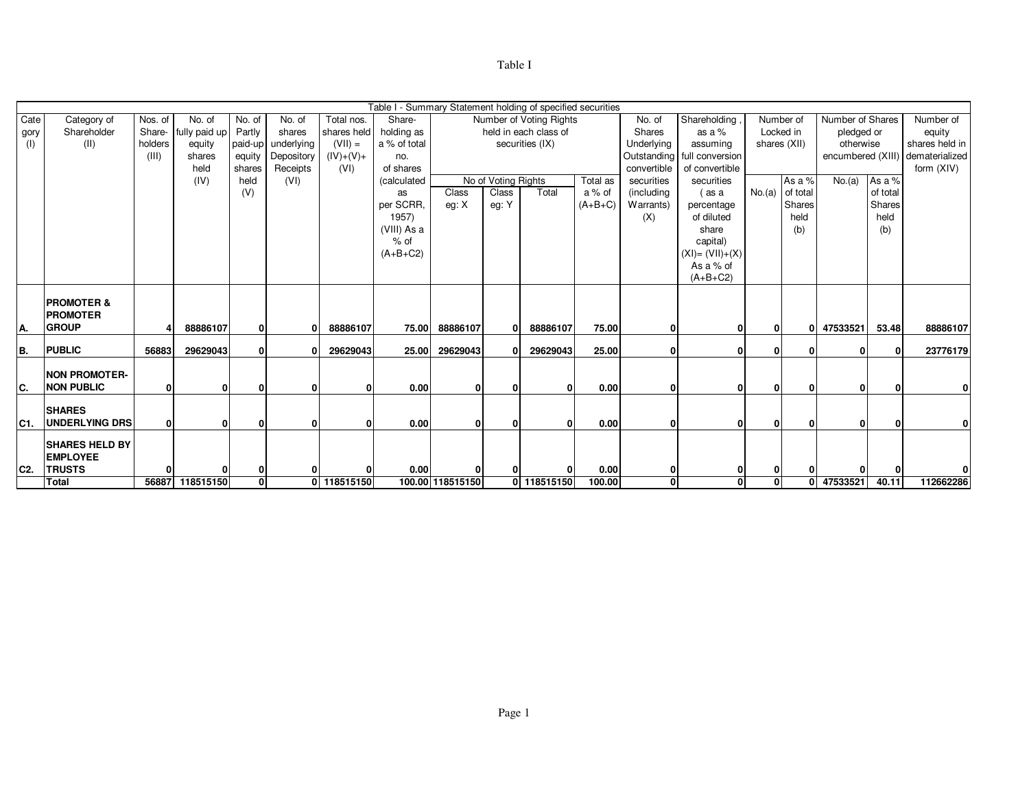Table I

| Table I - Summary Statement holding of specified securities | | | | | | | | | | | | | | | | | | | |
|---|---|---|---|---|---|---|---|---|---|---|---|---|---|---|---|---|---|---|---|
| Category (I) | Category of Shareholder (II) | Nos. of Share-holders (III) | No. of fully paid up equity shares held (IV) | No. of Partly paid-up equity shares held (V) | No. of shares underlying Depository Receipts (VI) | Total nos. shares held (VII) = (IV)+(V)+ (VI) | Share-holding as a % of total no. of shares (calculated as per SCRR, 1957) (VIII) As a % of (A+B+C2) | Number of Voting Rights held in each class of securities (IX) | | | | No. of Shares Underlying Outstanding convertible securities (including Warrants) (X) | Shareholding , as a % assuming full conversion of convertible securities ( as a percentage of diluted share capital) (XI)= (VII)+(X) As a % of (A+B+C2) | Number of Locked in shares (XII) | | Number of Shares pledged or otherwise encumbered (XIII) | | Number of equity shares held in dematerialized form (XIV) |
| | | | | | | | | No of Voting Rights | | | Total as a % of (A+B+C) | | | No.(a) | As a % of total Shares held (b) | No.(a) | As a % of total Shares held (b) | |
| | | | | | | | | Class eg: X | Class eg: Y | Total | | | | | | | | |
| **A.** | **PROMOTER & PROMOTER GROUP** | **4** | **88886107** | **0** | **0** | **88886107** | **75.00** | **88886107** | **0** | **88886107** | **75.00** | **0** | **0** | **0** | **0** | **47533521** | **53.48** | **88886107** |
| **B.** | **PUBLIC** | **56883** | **29629043** | **0** | **0** | **29629043** | **25.00** | **29629043** | **0** | **29629043** | **25.00** | **0** | **0** | **0** | **0** | **0** | **0** | **23776179** |
| **C.** | **NON PROMOTER-NON PUBLIC** | **0** | **0** | **0** | **0** | **0** | **0.00** | **0** | **0** | **0** | **0.00** | **0** | **0** | **0** | **0** | **0** | **0** | **0** |
| **C1.** | **SHARES UNDERLYING DRS** | **0** | **0** | **0** | **0** | **0** | **0.00** | **0** | **0** | **0** | **0.00** | **0** | **0** | **0** | **0** | **0** | **0** | **0** |
| **C2.** | **SHARES HELD BY EMPLOYEE TRUSTS** | **0** | **0** | **0** | **0** | **0** | **0.00** | **0** | **0** | **0** | **0.00** | **0** | **0** | **0** | **0** | **0** | **0** | **0** |
| | **Total** | **56887** | **118515150** | **0** | **0** | **118515150** | **100.00** | **118515150** | **0** | **118515150** | **100.00** | **0** | **0** | **0** | **0** | **47533521** | **40.11** | **112662286** |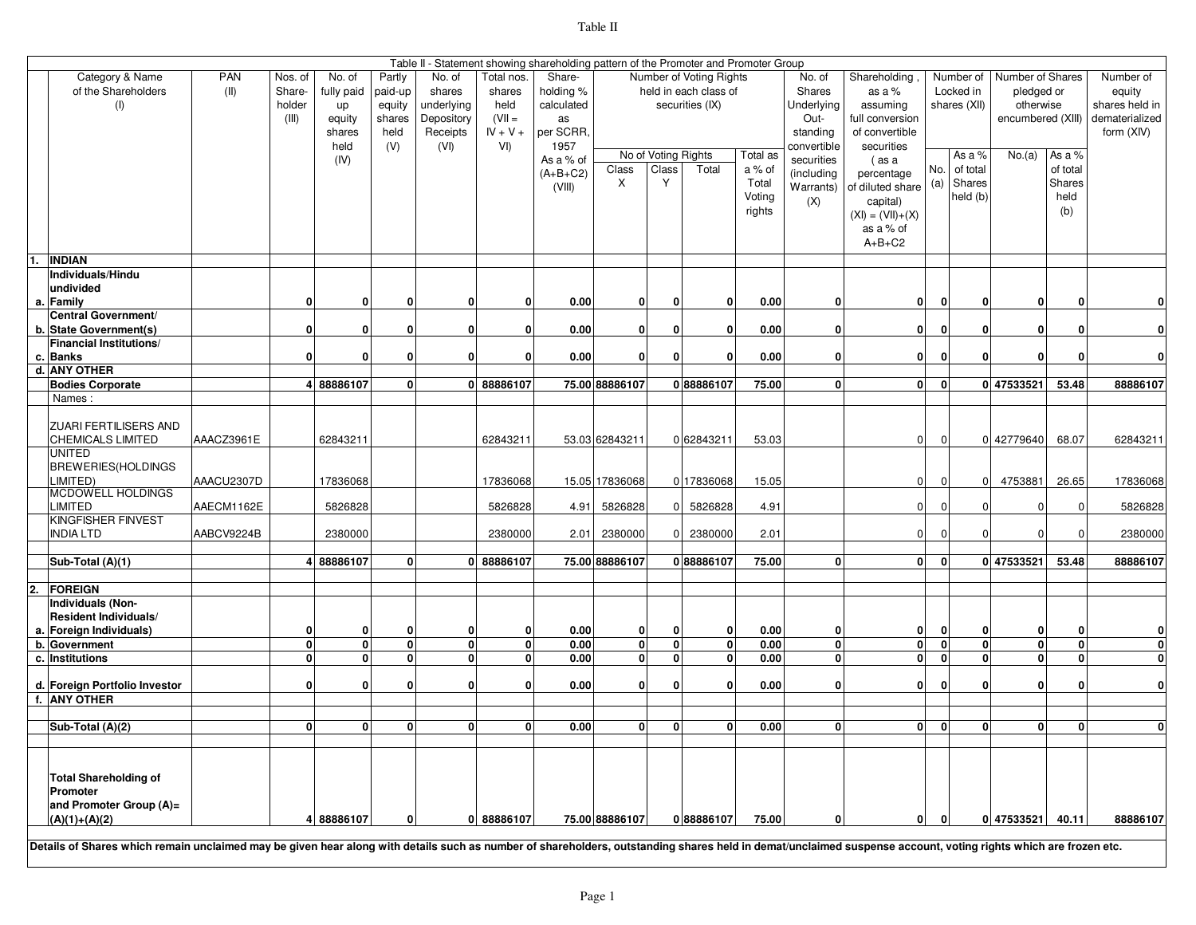# Table II

| | Category & Name of the Shareholders (I) | PAN (II) | Nos. of Share-holder (III) | No. of fully paid up equity shares held (IV) | Partly paid-up equity shares held (V) | No. of shares underlying Depository Receipts (VI) | Total nos. shares held (VII = IV + V + VI) | Share-holding % calculated as per SCRR, 1957 As a % of (A+B+C2) (VIII) | Number of Voting Rights held in each class of securities (IX) | | | | No. of Shares Underlying Out-standing convertible securities (including Warrants) (X) | Shareholding , as a % assuming full conversion of convertible securities ( as a percentage of diluted share capital) (XI) = (VII)+(X) as a % of A+B+C2 | Number of Locked in shares (XII) | | Number of Shares pledged or otherwise encumbered (XIII) | | Number of equity shares held in dematerialized form (XIV) |
|---|---|---|---|---|---|---|---|---|---|---|---|---|---|---|---|---|---|---|---|
| | | | | | | | | | No of Voting Rights | | | Total as a % of Total Voting rights | | | No. (a) | As a % of total Shares held (b) | No.(a) | As a % of total Shares held (b) | |
| | | | | | | | | | Class X | Class Y | Total | | | | | | | | |
| 1. | **INDIAN** | | | | | | | | | | | | | | | | | | |
| a. | **Individuals/Hindu undivided Family** | | 0 | 0 | 0 | 0 | 0 | 0.00 | 0 | 0 | 0 | 0.00 | 0 | 0 | 0 | 0 | 0 | 0 | 0 |
| b. | **Central Government/ State Government(s)** | | 0 | 0 | 0 | 0 | 0 | 0.00 | 0 | 0 | 0 | 0.00 | 0 | 0 | 0 | 0 | 0 | 0 | 0 |
| c. | **Financial Institutions/ Banks** | | 0 | 0 | 0 | 0 | 0 | 0.00 | 0 | 0 | 0 | 0.00 | 0 | 0 | 0 | 0 | 0 | 0 | 0 |
| d. | **ANY OTHER** | | | | | | | | | | | | | | | | | | |
| | **Bodies Corporate** | | 4 | 88886107 | 0 | 0 | 88886107 | 75.00 | 88886107 | 0 | 88886107 | 75.00 | 0 | 0 | 0 | 0 | 47533521 | 53.48 | 88886107 |
| | Names : | | | | | | | | | | | | | | | | | | |
| | ZUARI FERTILISERS AND CHEMICALS LIMITED | AAACZ3961E | | 62843211 | | | 62843211 | 53.03 | 62843211 | 0 | 62843211 | 53.03 | | 0 | 0 | 0 | 42779640 | 68.07 | 62843211 |
| | UNITED BREWERIES(HOLDINGS LIMITED) | AAACU2307D | | 17836068 | | | 17836068 | 15.05 | 17836068 | 0 | 17836068 | 15.05 | | 0 | 0 | 0 | 4753881 | 26.65 | 17836068 |
| | MCDOWELL HOLDINGS LIMITED | AAECM1162E | | 5826828 | | | 5826828 | 4.91 | 5826828 | 0 | 5826828 | 4.91 | | 0 | 0 | 0 | 0 | 0 | 5826828 |
| | KINGFISHER FINVEST INDIA LTD | AABCV9224B | | 2380000 | | | 2380000 | 2.01 | 2380000 | 0 | 2380000 | 2.01 | | 0 | 0 | 0 | 0 | 0 | 2380000 |
| | **Sub-Total (A)(1)** | | 4 | 88886107 | 0 | 0 | 88886107 | 75.00 | 88886107 | 0 | 88886107 | 75.00 | 0 | 0 | 0 | 0 | 47533521 | 53.48 | 88886107 |
| 2. | **FOREIGN** | | | | | | | | | | | | | | | | | | |
| a. | **Individuals (Non-Resident Individuals/ Foreign Individuals)** | | 0 | 0 | 0 | 0 | 0 | 0.00 | 0 | 0 | 0 | 0.00 | 0 | 0 | 0 | 0 | 0 | 0 | 0 |
| b. | **Government** | | 0 | 0 | 0 | 0 | 0 | 0.00 | 0 | 0 | 0 | 0.00 | 0 | 0 | 0 | 0 | 0 | 0 | 0 |
| c. | **Institutions** | | 0 | 0 | 0 | 0 | 0 | 0.00 | 0 | 0 | 0 | 0.00 | 0 | 0 | 0 | 0 | 0 | 0 | 0 |
| d. | **Foreign Portfolio Investor** | | 0 | 0 | 0 | 0 | 0 | 0.00 | 0 | 0 | 0 | 0.00 | 0 | 0 | 0 | 0 | 0 | 0 | 0 |
| f. | **ANY OTHER** | | | | | | | | | | | | | | | | | | |
| | **Sub-Total (A)(2)** | | 0 | 0 | 0 | 0 | 0 | 0.00 | 0 | 0 | 0 | 0.00 | 0 | 0 | 0 | 0 | 0 | 0 | 0 |
| | **Total Shareholding of Promoter and Promoter Group (A)= (A)(1)+(A)(2)** | | 4 | 88886107 | 0 | 0 | 88886107 | 75.00 | 88886107 | 0 | 88886107 | 75.00 | 0 | 0 | 0 | 0 | 47533521 | 40.11 | 88886107 |

**Details of Shares which remain unclaimed may be given hear along with details such as number of shareholders, outstanding shares held in demat/unclaimed suspense account, voting rights which are frozen etc.**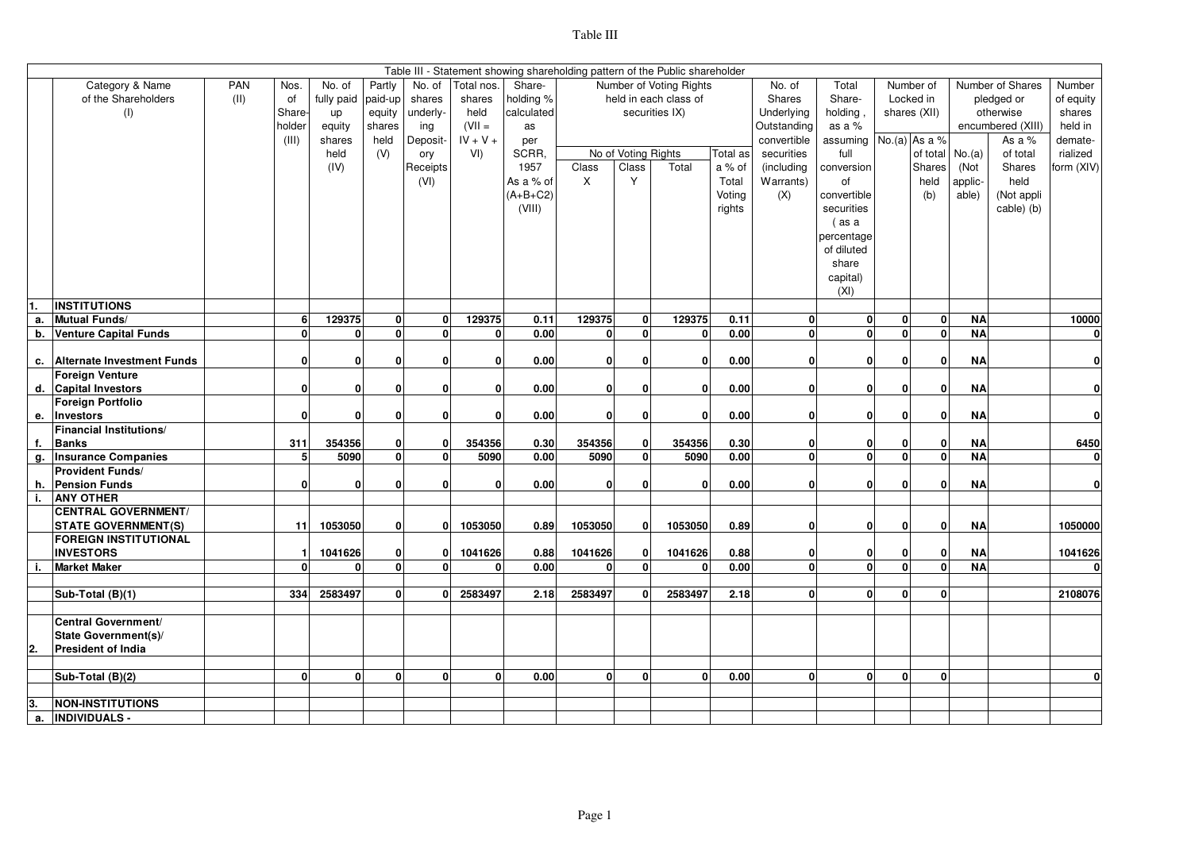# Table III

| | Table III - Statement showing shareholding pattern of the Public shareholder | | | | | | | | | | | | | | | | | | | |
|---|---|---|---|---|---|---|---|---|---|---|---|---|---|---|---|---|---|---|---|---|
| | Category & Name of the Shareholders (I) | PAN (II) | Nos. of Share-holder (III) | No. of fully paid up equity shares held (IV) | Partly paid-up equity shares held (V) | No. of shares underly-ing Deposit-ory Receipts (VI) | Total nos. shares held (VII = IV + V + VI) | Share-holding % calculated as per SCRR, 1957 As a % of (A+B+C2) (VIII) | Number of Voting Rights held in each class of securities IX) | | | | No. of Shares Underlying Outstanding convertible securities (including Warrants) (X) | Total Share-holding , as a % assuming full conversion of convertible securities ( as a percentage of diluted share capital) (XI) | Number of Locked in shares (XII) | | Number of Shares pledged or otherwise encumbered (XIII) | | Number of equity shares held in demate-rialized form (XIV) |
| | | | | | | | | | No of Voting Rights | | | Total as a % of Total Voting rights | | | No.(a) | As a % of total Shares held (b) | No.(a) (Not applic-able) | As a % of total Shares held (Not appli cable) (b) | |
| | | | | | | | | | Class X | Class Y | Total | | | | | | | | |
| 1. | **INSTITUTIONS** | | | | | | | | | | | | | | | | | | |
| a. | **Mutual Funds/** | | 6 | 129375 | 0 | 0 | 129375 | 0.11 | 129375 | 0 | 129375 | 0.11 | 0 | 0 | 0 | 0 | NA | | 10000 |
| b. | **Venture Capital Funds** | | 0 | 0 | 0 | 0 | 0 | 0.00 | 0 | 0 | 0 | 0.00 | 0 | 0 | 0 | 0 | NA | | 0 |
| c. | **Alternate Investment Funds** | | 0 | 0 | 0 | 0 | 0 | 0.00 | 0 | 0 | 0 | 0.00 | 0 | 0 | 0 | 0 | NA | | 0 |
| d. | **Foreign Venture Capital Investors** | | 0 | 0 | 0 | 0 | 0 | 0.00 | 0 | 0 | 0 | 0.00 | 0 | 0 | 0 | 0 | NA | | 0 |
| e. | **Foreign Portfolio Investors** | | 0 | 0 | 0 | 0 | 0 | 0.00 | 0 | 0 | 0 | 0.00 | 0 | 0 | 0 | 0 | NA | | 0 |
| f. | **Financial Institutions/ Banks** | | 311 | 354356 | 0 | 0 | 354356 | 0.30 | 354356 | 0 | 354356 | 0.30 | 0 | 0 | 0 | 0 | NA | | 6450 |
| g. | **Insurance Companies** | | 5 | 5090 | 0 | 0 | 5090 | 0.00 | 5090 | 0 | 5090 | 0.00 | 0 | 0 | 0 | 0 | NA | | 0 |
| h. | **Provident Funds/ Pension Funds** | | 0 | 0 | 0 | 0 | 0 | 0.00 | 0 | 0 | 0 | 0.00 | 0 | 0 | 0 | 0 | NA | | 0 |
| i. | **ANY OTHER** | | | | | | | | | | | | | | | | | | |
| | **CENTRAL GOVERNMENT/ STATE GOVERNMENT(S)** | | 11 | 1053050 | 0 | 0 | 1053050 | 0.89 | 1053050 | 0 | 1053050 | 0.89 | 0 | 0 | 0 | 0 | NA | | 1050000 |
| | **FOREIGN INSTITUTIONAL INVESTORS** | | 1 | 1041626 | 0 | 0 | 1041626 | 0.88 | 1041626 | 0 | 1041626 | 0.88 | 0 | 0 | 0 | 0 | NA | | 1041626 |
| i. | **Market Maker** | | 0 | 0 | 0 | 0 | 0 | 0.00 | 0 | 0 | 0 | 0.00 | 0 | 0 | 0 | 0 | NA | | 0 |
| | **Sub-Total (B)(1)** | | 334 | 2583497 | 0 | 0 | 2583497 | 2.18 | 2583497 | 0 | 2583497 | 2.18 | 0 | 0 | 0 | 0 | | | 2108076 |
| 2. | **Central Government/ State Government(s)/ President of India** | | | | | | | | | | | | | | | | | | |
| | **Sub-Total (B)(2)** | | 0 | 0 | 0 | 0 | 0 | 0.00 | 0 | 0 | 0 | 0.00 | 0 | 0 | 0 | 0 | | | 0 |
| 3. | **NON-INSTITUTIONS** | | | | | | | | | | | | | | | | | | |
| a. | **INDIVIDUALS -** | | | | | | | | | | | | | | | | | | |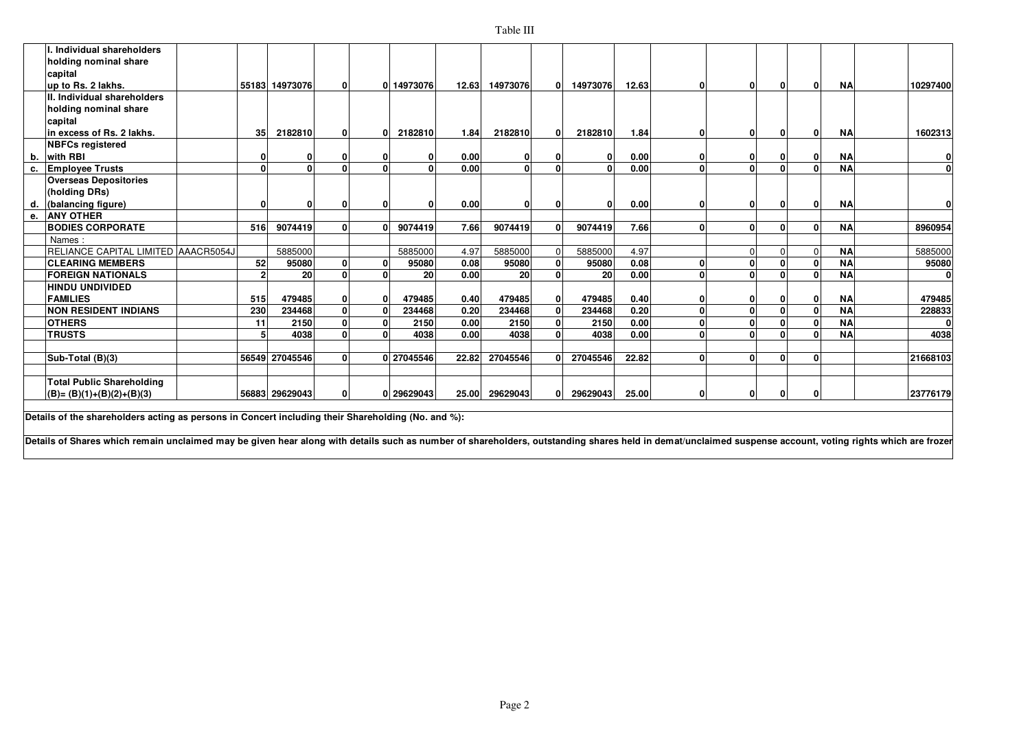Table III

| | | | | | | | | | | | | | | | | | | | |
|---|---|---|---|---|---|---|---|---|---|---|---|---|---|---|---|---|---|---|---|
| | **I. Individual shareholders holding nominal share capital up to Rs. 2 lakhs.** | | **55183** | **14973076** | **0** | **0** | **14973076** | **12.63** | **14973076** | **0** | **14973076** | **12.63** | **0** | **0** | **0** | **0** | **NA** | | **10297400** |
| | **II. Individual shareholders holding nominal share capital in excess of Rs. 2 lakhs.** | | **35** | **2182810** | **0** | **0** | **2182810** | **1.84** | **2182810** | **0** | **2182810** | **1.84** | **0** | **0** | **0** | **0** | **NA** | | **1602313** |
| **b.** | **NBFCs registered with RBI** | | **0** | **0** | **0** | **0** | **0** | **0.00** | **0** | **0** | **0** | **0.00** | **0** | **0** | **0** | **0** | **NA** | | **0** |
| **c.** | **Employee Trusts** | | **0** | **0** | **0** | **0** | **0** | **0.00** | **0** | **0** | **0** | **0.00** | **0** | **0** | **0** | **0** | **NA** | | **0** |
| **d.** | **Overseas Depositories (holding DRs) (balancing figure)** | | **0** | **0** | **0** | **0** | **0** | **0.00** | **0** | **0** | **0** | **0.00** | **0** | **0** | **0** | **0** | **NA** | | **0** |
| **e.** | **ANY OTHER** | | | | | | | | | | | | | | | | | | |
| | **BODIES CORPORATE** | | **516** | **9074419** | **0** | **0** | **9074419** | **7.66** | **9074419** | **0** | **9074419** | **7.66** | **0** | **0** | **0** | **0** | **NA** | | **8960954** |
| | Names : | | | | | | | | | | | | | | | | | | |
| | RELIANCE CAPITAL LIMITED | AAACR5054J | | 5885000 | | | 5885000 | 4.97 | 5885000 | 0 | 5885000 | 4.97 | | 0 | 0 | 0 | **NA** | | 5885000 |
| | **CLEARING MEMBERS** | | **52** | **95080** | **0** | **0** | **95080** | **0.08** | **95080** | **0** | **95080** | **0.08** | **0** | **0** | **0** | **0** | **NA** | | **95080** |
| | **FOREIGN NATIONALS** | | **2** | **20** | **0** | **0** | **20** | **0.00** | **20** | **0** | **20** | **0.00** | **0** | **0** | **0** | **0** | **NA** | | **0** |
| | **HINDU UNDIVIDED FAMILIES** | | **515** | **479485** | **0** | **0** | **479485** | **0.40** | **479485** | **0** | **479485** | **0.40** | **0** | **0** | **0** | **0** | **NA** | | **479485** |
| | **NON RESIDENT INDIANS** | | **230** | **234468** | **0** | **0** | **234468** | **0.20** | **234468** | **0** | **234468** | **0.20** | **0** | **0** | **0** | **0** | **NA** | | **228833** |
| | **OTHERS** | | **11** | **2150** | **0** | **0** | **2150** | **0.00** | **2150** | **0** | **2150** | **0.00** | **0** | **0** | **0** | **0** | **NA** | | **0** |
| | **TRUSTS** | | **5** | **4038** | **0** | **0** | **4038** | **0.00** | **4038** | **0** | **4038** | **0.00** | **0** | **0** | **0** | **0** | **NA** | | **4038** |
| | **Sub-Total (B)(3)** | | **56549** | **27045546** | **0** | **0** | **27045546** | **22.82** | **27045546** | **0** | **27045546** | **22.82** | **0** | **0** | **0** | **0** | | | **21668103** |
| | **Total Public Shareholding (B)= (B)(1)+(B)(2)+(B)(3)** | | **56883** | **29629043** | **0** | **0** | **29629043** | **25.00** | **29629043** | **0** | **29629043** | **25.00** | **0** | **0** | **0** | **0** | | | **23776179** |

**Details of the shareholders acting as persons in Concert including their Shareholding (No. and %):**

**Details of Shares which remain unclaimed may be given hear along with details such as number of shareholders, outstanding shares held in demat/unclaimed suspense account, voting rights which are frozer**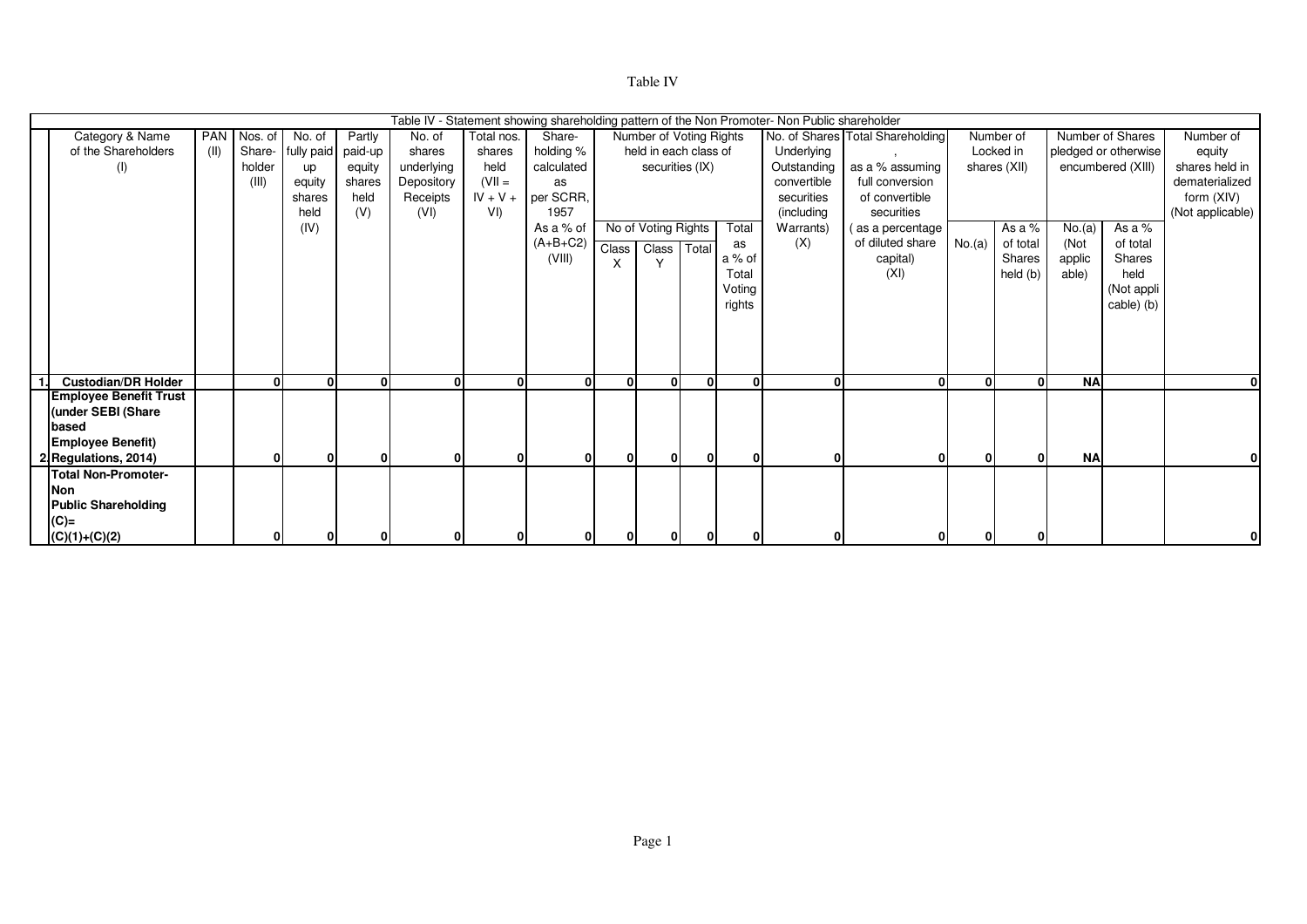Table IV

| | Table IV - Statement showing shareholding pattern of the Non Promoter- Non Public shareholder | | | | | | | | | | | | | | | | | | |
|---|---|---|---|---|---|---|---|---|---|---|---|---|---|---|---|---|---|---|---|
| | Category & Name of the Shareholders (I) | PAN (II) | Nos. of Share-holder (III) | No. of fully paid up equity shares held (IV) | Partly paid-up equity shares held (V) | No. of shares underlying Depository Receipts (VI) | Total nos. shares held (VII = IV + V + VI) | Share-holding % calculated as per SCRR, 1957 As a % of (A+B+C2) (VIII) | Number of Voting Rights held in each class of securities (IX) | | | | No. of Shares Underlying Outstanding convertible securities (including Warrants) (X) | Total Shareholding , as a % assuming full conversion of convertible securities ( as a percentage of diluted share capital) (XI) | Number of Locked in shares (XII) | | Number of Shares pledged or otherwise encumbered (XIII) | | Number of equity shares held in dematerialized form (XIV) (Not applicable) |
| | | | | | | | | | No of Voting Rights | | | Total as a % of Total Voting rights | | | No.(a) | As a % of total Shares held (b) | No.(a) (Not applicable) | As a % of total Shares held (Not applicable) (b) | |
| | | | | | | | | | Class X | Class Y | Total | | | | | | | | |
| 1. | **Custodian/DR Holder** | | 0 | 0 | 0 | 0 | 0 | 0 | 0 | 0 | 0 | 0 | 0 | 0 | 0 | 0 | NA | | 0 |
| 2. | **Employee Benefit Trust (under SEBI (Share based Employee Benefit) Regulations, 2014)** | | 0 | 0 | 0 | 0 | 0 | 0 | 0 | 0 | 0 | 0 | 0 | 0 | 0 | 0 | NA | | 0 |
| | **Total Non-Promoter-Non Public Shareholding (C)= (C)(1)+(C)(2)** | | 0 | 0 | 0 | 0 | 0 | 0 | 0 | 0 | 0 | 0 | 0 | 0 | 0 | 0 | | | 0 |